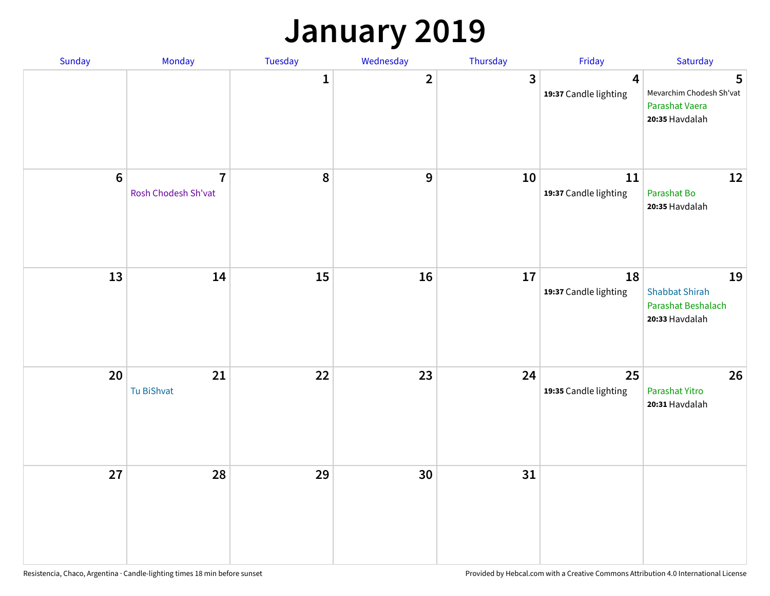# January 2019

| Sunday | Monday | Tuesday | Wednesday | Thursday | Friday | Saturday |
|---|---|---|---|---|---|---|
| | | 1 | 2 | 3 | 4<br>**19:37** Candle lighting | 5<br>Mevarchim Chodesh Sh'vat<br>Parashat Vaera<br>**20:35** Havdalah |
| 6 | 7<br>Rosh Chodesh Sh'vat | 8 | 9 | 10 | 11<br>**19:37** Candle lighting | 12<br>Parashat Bo<br>**20:35** Havdalah |
| 13 | 14 | 15 | 16 | 17 | 18<br>**19:37** Candle lighting | 19<br>Shabbat Shirah<br>Parashat Beshalach<br>**20:33** Havdalah |
| 20 | 21<br>Tu BiShvat | 22 | 23 | 24 | 25<br>**19:35** Candle lighting | 26<br>Parashat Yitro<br>**20:31** Havdalah |
| 27 | 28 | 29 | 30 | 31 | | |

Resistencia, Chaco, Argentina · Candle-lighting times 18 min before sunset

Provided by Hebcal.com with a Creative Commons Attribution 4.0 International License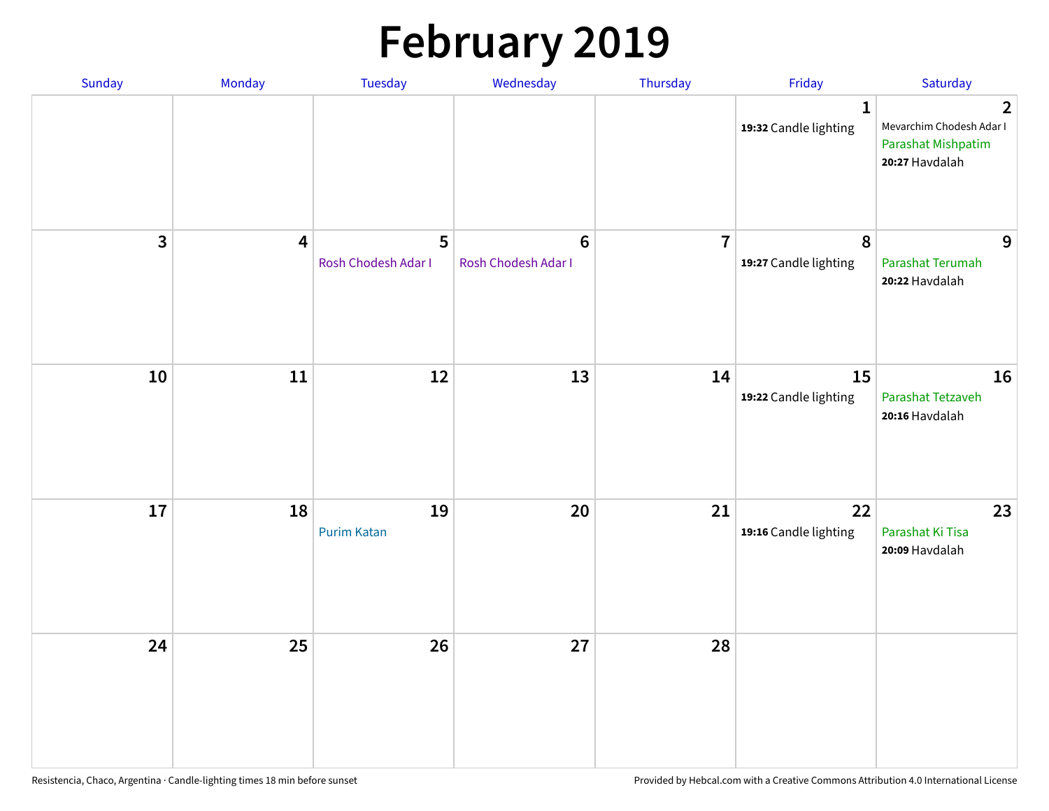# February 2019

| Sunday | Monday | Tuesday | Wednesday | Thursday | Friday | Saturday |
| --- | --- | --- | --- | --- | --- | --- |
| | | | | | 1<br>**19:32** Candle lighting | 2<br>Mevarchim Chodesh Adar I<br>Parashat Mishpatim<br>**20:27** Havdalah |
| 3 | 4 | 5<br>Rosh Chodesh Adar I | 6<br>Rosh Chodesh Adar I | 7 | 8<br>**19:27** Candle lighting | 9<br>Parashat Terumah<br>**20:22** Havdalah |
| 10 | 11 | 12 | 13 | 14 | 15<br>**19:22** Candle lighting | 16<br>Parashat Tetzaveh<br>**20:16** Havdalah |
| 17 | 18 | 19<br>Purim Katan | 20 | 21 | 22<br>**19:16** Candle lighting | 23<br>Parashat Ki Tisa<br>**20:09** Havdalah |
| 24 | 25 | 26 | 27 | 28 | | |

Resistencia, Chaco, Argentina · Candle-lighting times 18 min before sunset

Provided by Hebcal.com with a Creative Commons Attribution 4.0 International License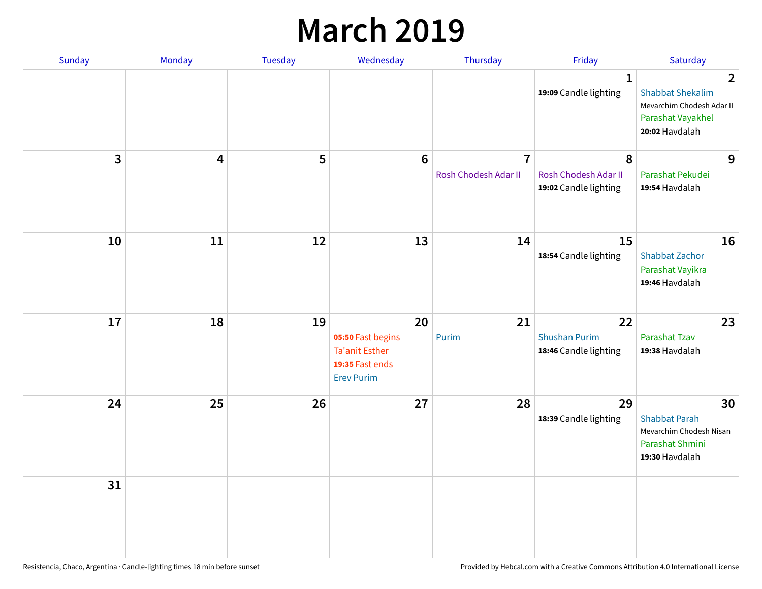# March 2019

| Sunday | Monday | Tuesday | Wednesday | Thursday | Friday | Saturday |
|---|---|---|---|---|---|---|
| | | | | | 1<br>**19:09** Candle lighting | 2<br>Shabbat Shekalim<br>Mevarchim Chodesh Adar II<br>Parashat Vayakhel<br>**20:02** Havdalah |
| 3 | 4 | 5 | 6 | 7<br>Rosh Chodesh Adar II | 8<br>Rosh Chodesh Adar II<br>**19:02** Candle lighting | 9<br>Parashat Pekudei<br>**19:54** Havdalah |
| 10 | 11 | 12 | 13 | 14 | 15<br>**18:54** Candle lighting | 16<br>Shabbat Zachor<br>Parashat Vayikra<br>**19:46** Havdalah |
| 17 | 18 | 19 | 20<br>**05:50** Fast begins<br>Ta'anit Esther<br>**19:35** Fast ends<br>Erev Purim | 21<br>Purim | 22<br>Shushan Purim<br>**18:46** Candle lighting | 23<br>Parashat Tzav<br>**19:38** Havdalah |
| 24 | 25 | 26 | 27 | 28 | 29<br>**18:39** Candle lighting | 30<br>Shabbat Parah<br>Mevarchim Chodesh Nisan<br>Parashat Shmini<br>**19:30** Havdalah |
| 31 | | | | | | |

Resistencia, Chaco, Argentina · Candle-lighting times 18 min before sunset

Provided by Hebcal.com with a Creative Commons Attribution 4.0 International License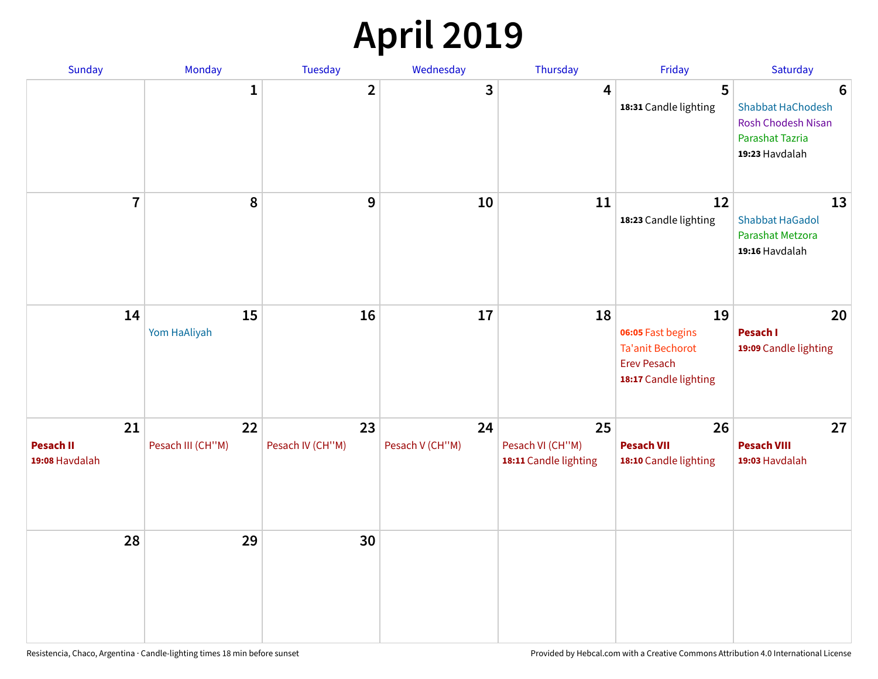# April 2019

| Sunday | Monday | Tuesday | Wednesday | Thursday | Friday | Saturday |
|---|---|---|---|---|---|---|
| | 1 | 2 | 3 | 4 | 5<br>**18:31** Candle lighting | 6<br>Shabbat HaChodesh<br>Rosh Chodesh Nisan<br>Parashat Tazria<br>**19:23** Havdalah |
| 7 | 8 | 9 | 10 | 11 | 12<br>**18:23** Candle lighting | 13<br>Shabbat HaGadol<br>Parashat Metzora<br>**19:16** Havdalah |
| 14 | 15<br>Yom HaAliyah | 16 | 17 | 18 | 19<br>**06:05** Fast begins<br>Ta'anit Bechorot<br>Erev Pesach<br>**18:17** Candle lighting | 20<br>**Pesach I**<br>**19:09** Candle lighting |
| 21<br>**Pesach II**<br>**19:08** Havdalah | 22<br>Pesach III (CH''M) | 23<br>Pesach IV (CH''M) | 24<br>Pesach V (CH''M) | 25<br>Pesach VI (CH''M)<br>**18:11** Candle lighting | 26<br>**Pesach VII**<br>**18:10** Candle lighting | 27<br>**Pesach VIII**<br>**19:03** Havdalah |
| 28 | 29 | 30 | | | | |

Resistencia, Chaco, Argentina · Candle-lighting times 18 min before sunset

Provided by Hebcal.com with a Creative Commons Attribution 4.0 International License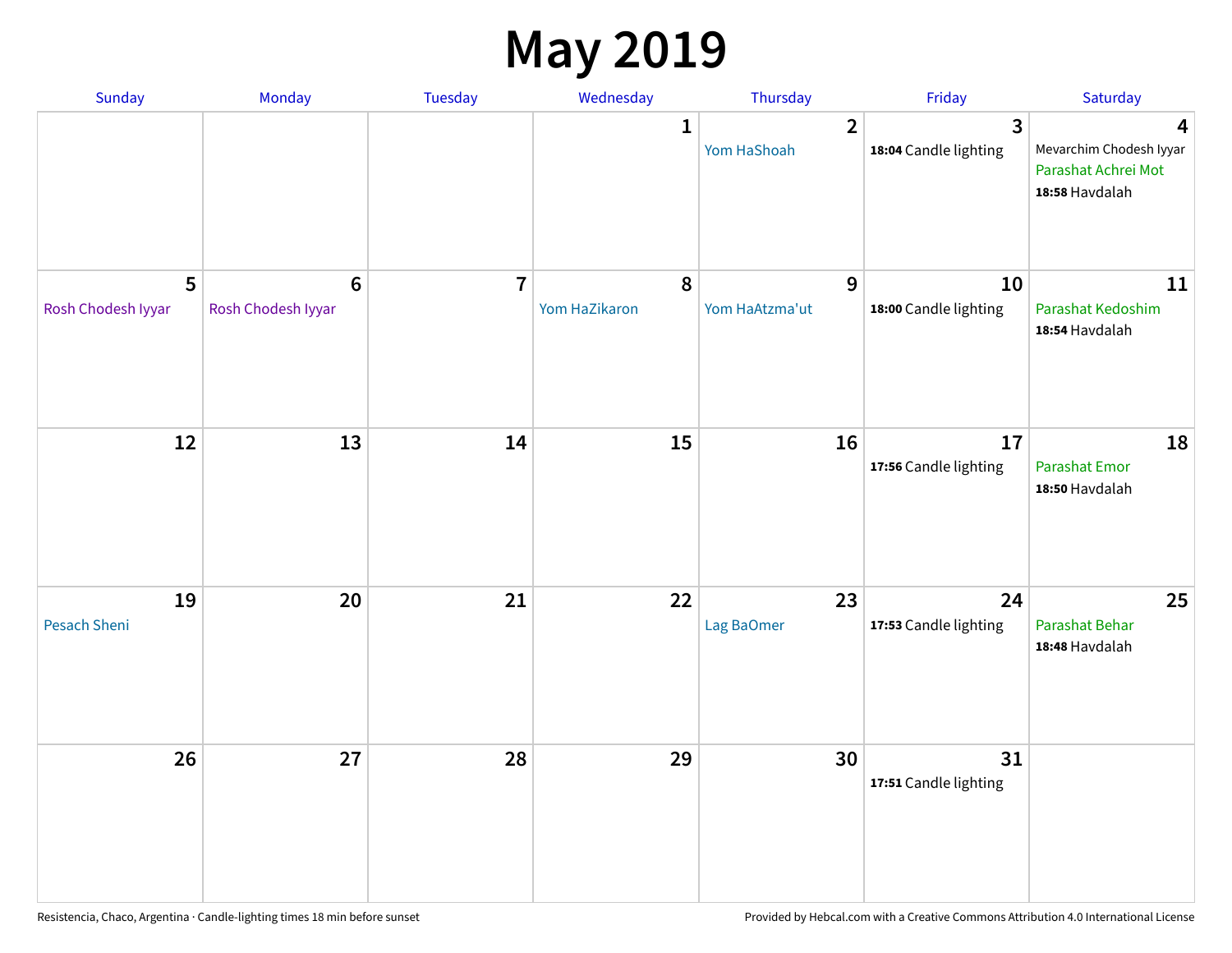# May 2019

| Sunday | Monday | Tuesday | Wednesday | Thursday | Friday | Saturday |
|---|---|---|---|---|---|---|
| | | | 1 | 2<br>Yom HaShoah | 3<br>**18:04** Candle lighting | 4<br>Mevarchim Chodesh Iyyar<br>Parashat Achrei Mot<br>**18:58** Havdalah |
| 5<br>Rosh Chodesh Iyyar | 6<br>Rosh Chodesh Iyyar | 7 | 8<br>Yom HaZikaron | 9<br>Yom HaAtzma'ut | 10<br>**18:00** Candle lighting | 11<br>Parashat Kedoshim<br>**18:54** Havdalah |
| 12 | 13 | 14 | 15 | 16 | 17<br>**17:56** Candle lighting | 18<br>Parashat Emor<br>**18:50** Havdalah |
| 19<br>Pesach Sheni | 20 | 21 | 22 | 23<br>Lag BaOmer | 24<br>**17:53** Candle lighting | 25<br>Parashat Behar<br>**18:48** Havdalah |
| 26 | 27 | 28 | 29 | 30 | 31<br>**17:51** Candle lighting | |

Resistencia, Chaco, Argentina · Candle-lighting times 18 min before sunset

Provided by Hebcal.com with a Creative Commons Attribution 4.0 International License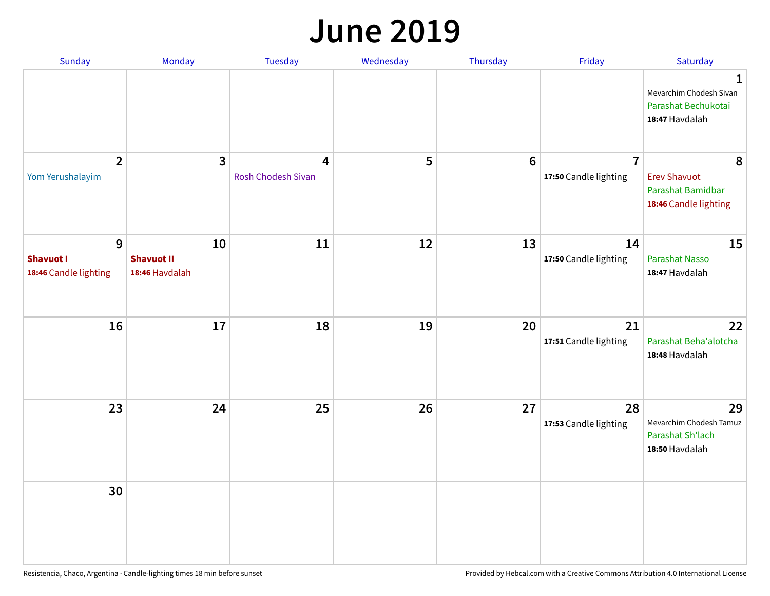# June 2019

| Sunday | Monday | Tuesday | Wednesday | Thursday | Friday | Saturday |
|---|---|---|---|---|---|---|
| | | | | | | **1**<br>Mevarchim Chodesh Sivan<br>Parashat Bechukotai<br>**18:47** Havdalah |
| **2**<br>Yom Yerushalayim | **3** | **4**<br>Rosh Chodesh Sivan | **5** | **6** | **7**<br>**17:50** Candle lighting | **8**<br>Erev Shavuot<br>Parashat Bamidbar<br>**18:46** Candle lighting |
| **9**<br>**Shavuot I**<br>**18:46** Candle lighting | **10**<br>**Shavuot II**<br>**18:46** Havdalah | **11** | **12** | **13** | **14**<br>**17:50** Candle lighting | **15**<br>Parashat Nasso<br>**18:47** Havdalah |
| **16** | **17** | **18** | **19** | **20** | **21**<br>**17:51** Candle lighting | **22**<br>Parashat Beha'alotcha<br>**18:48** Havdalah |
| **23** | **24** | **25** | **26** | **27** | **28**<br>**17:53** Candle lighting | **29**<br>Mevarchim Chodesh Tamuz<br>Parashat Sh'lach<br>**18:50** Havdalah |
| **30** | | | | | | |

Resistencia, Chaco, Argentina · Candle-lighting times 18 min before sunset

Provided by Hebcal.com with a Creative Commons Attribution 4.0 International License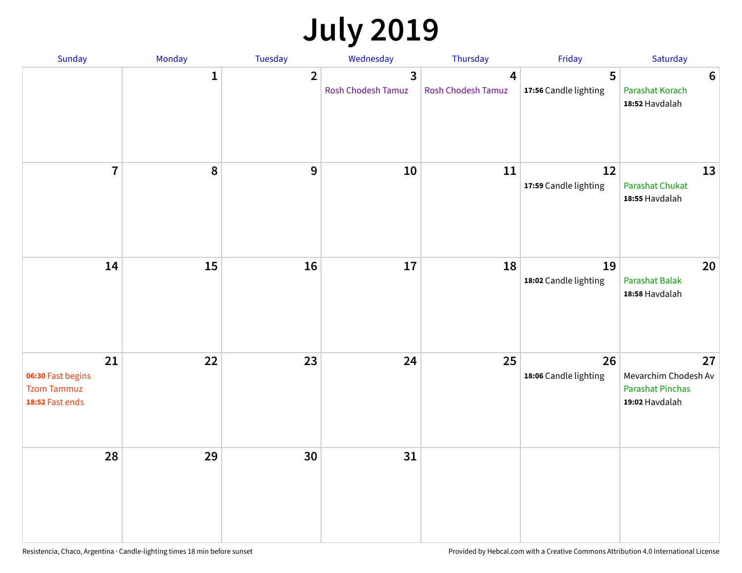# July 2019

| Sunday | Monday | Tuesday | Wednesday | Thursday | Friday | Saturday |
|---|---|---|---|---|---|---|
| | 1 | 2 | 3<br>Rosh Chodesh Tamuz | 4<br>Rosh Chodesh Tamuz | 5<br>**17:56** Candle lighting | 6<br>Parashat Korach<br>**18:52** Havdalah |
| 7 | 8 | 9 | 10 | 11 | 12<br>**17:59** Candle lighting | 13<br>Parashat Chukat<br>**18:55** Havdalah |
| 14 | 15 | 16 | 17 | 18 | 19<br>**18:02** Candle lighting | 20<br>Parashat Balak<br>**18:58** Havdalah |
| 21<br>**06:30** Fast begins<br>Tzom Tammuz<br>**18:52** Fast ends | 22 | 23 | 24 | 25 | 26<br>**18:06** Candle lighting | 27<br>Mevarchim Chodesh Av<br>Parashat Pinchas<br>**19:02** Havdalah |
| 28 | 29 | 30 | 31 | | | |

Resistencia, Chaco, Argentina · Candle-lighting times 18 min before sunset

Provided by Hebcal.com with a Creative Commons Attribution 4.0 International License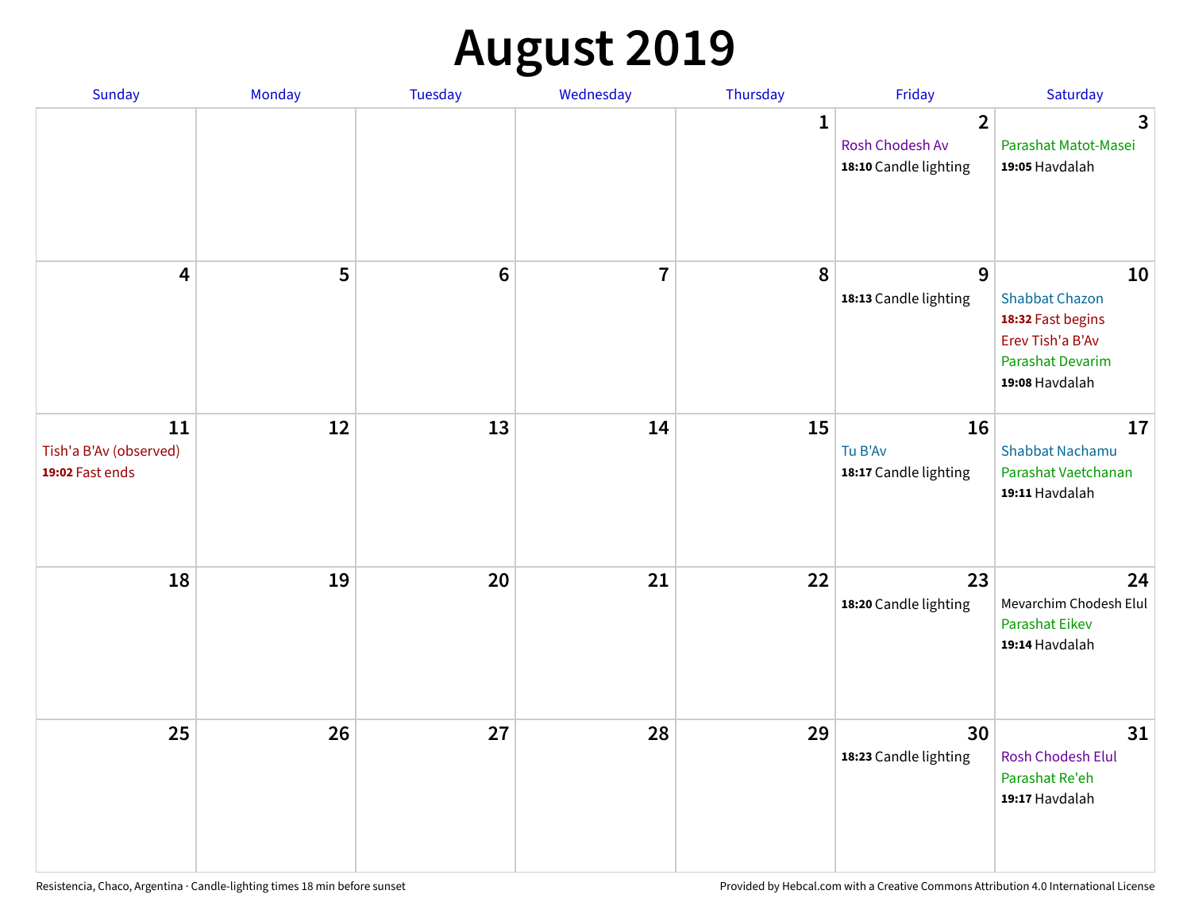# August 2019

| Sunday | Monday | Tuesday | Wednesday | Thursday | Friday | Saturday |
|---|---|---|---|---|---|---|
| | | | | 1 | 2<br>Rosh Chodesh Av<br>**18:10** Candle lighting | 3<br>Parashat Matot-Masei<br>**19:05** Havdalah |
| 4 | 5 | 6 | 7 | 8 | 9<br>**18:13** Candle lighting | 10<br>Shabbat Chazon<br>**18:32** Fast begins<br>Erev Tish'a B'Av<br>Parashat Devarim<br>**19:08** Havdalah |
| 11<br>Tish'a B'Av (observed)<br>**19:02** Fast ends | 12 | 13 | 14 | 15 | 16<br>Tu B'Av<br>**18:17** Candle lighting | 17<br>Shabbat Nachamu<br>Parashat Vaetchanan<br>**19:11** Havdalah |
| 18 | 19 | 20 | 21 | 22 | 23<br>**18:20** Candle lighting | 24<br>Mevarchim Chodesh Elul<br>Parashat Eikev<br>**19:14** Havdalah |
| 25 | 26 | 27 | 28 | 29 | 30<br>**18:23** Candle lighting | 31<br>Rosh Chodesh Elul<br>Parashat Re'eh<br>**19:17** Havdalah |

Resistencia, Chaco, Argentina · Candle-lighting times 18 min before sunset

Provided by Hebcal.com with a Creative Commons Attribution 4.0 International License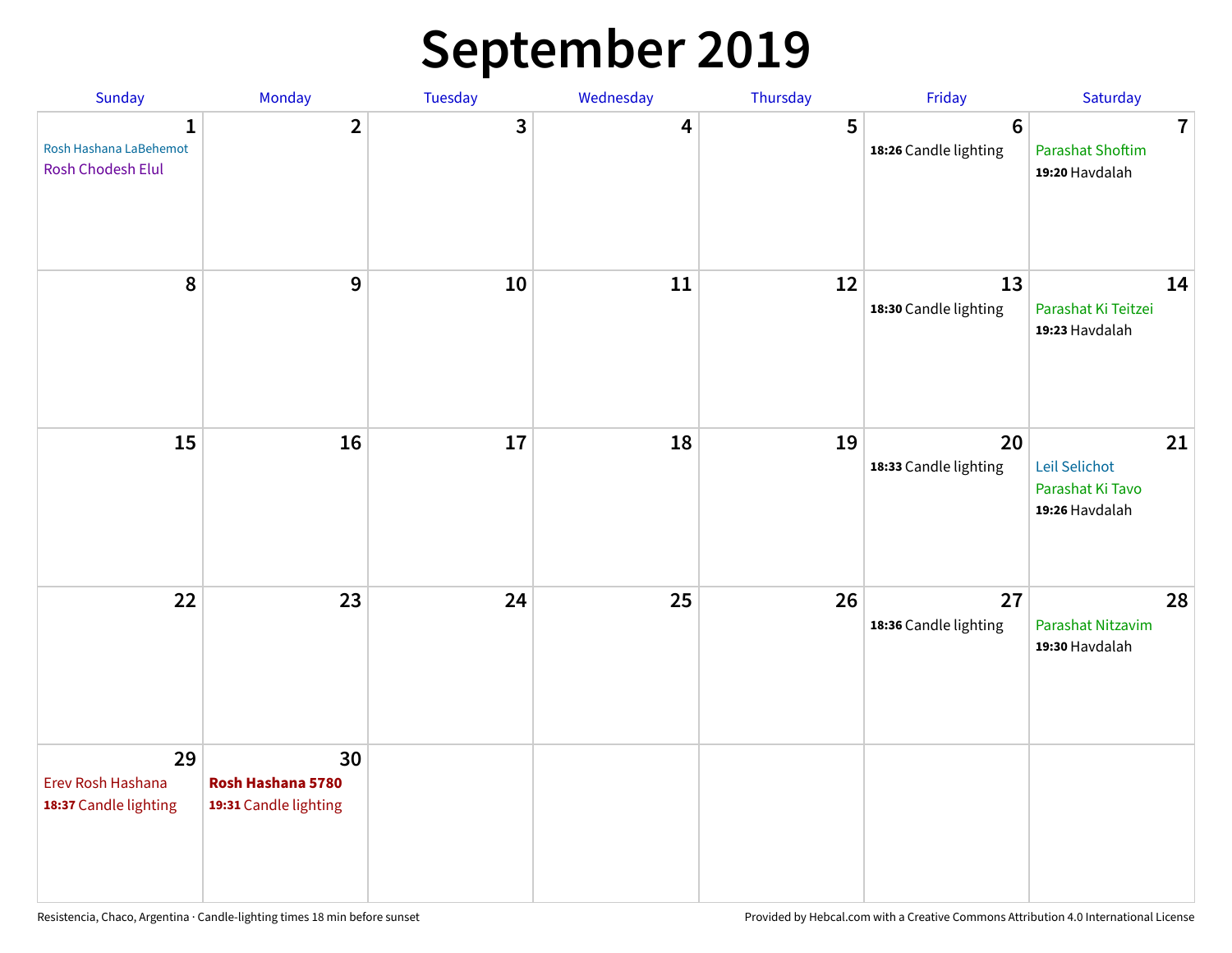# September 2019

| Sunday | Monday | Tuesday | Wednesday | Thursday | Friday | Saturday |
|---|---|---|---|---|---|---|
| **1** Rosh Hashana LaBehemot Rosh Chodesh Elul | **2** | **3** | **4** | **5** | **6** **18:26** Candle lighting | **7** Parashat Shoftim **19:20** Havdalah |
| **8** | **9** | **10** | **11** | **12** | **13** **18:30** Candle lighting | **14** Parashat Ki Teitzei **19:23** Havdalah |
| **15** | **16** | **17** | **18** | **19** | **20** **18:33** Candle lighting | **21** Leil Selichot Parashat Ki Tavo **19:26** Havdalah |
| **22** | **23** | **24** | **25** | **26** | **27** **18:36** Candle lighting | **28** Parashat Nitzavim **19:30** Havdalah |
| **29** Erev Rosh Hashana **18:37** Candle lighting | **30** **Rosh Hashana 5780** **19:31** Candle lighting | | | | | |

Resistencia, Chaco, Argentina · Candle-lighting times 18 min before sunset

Provided by Hebcal.com with a Creative Commons Attribution 4.0 International License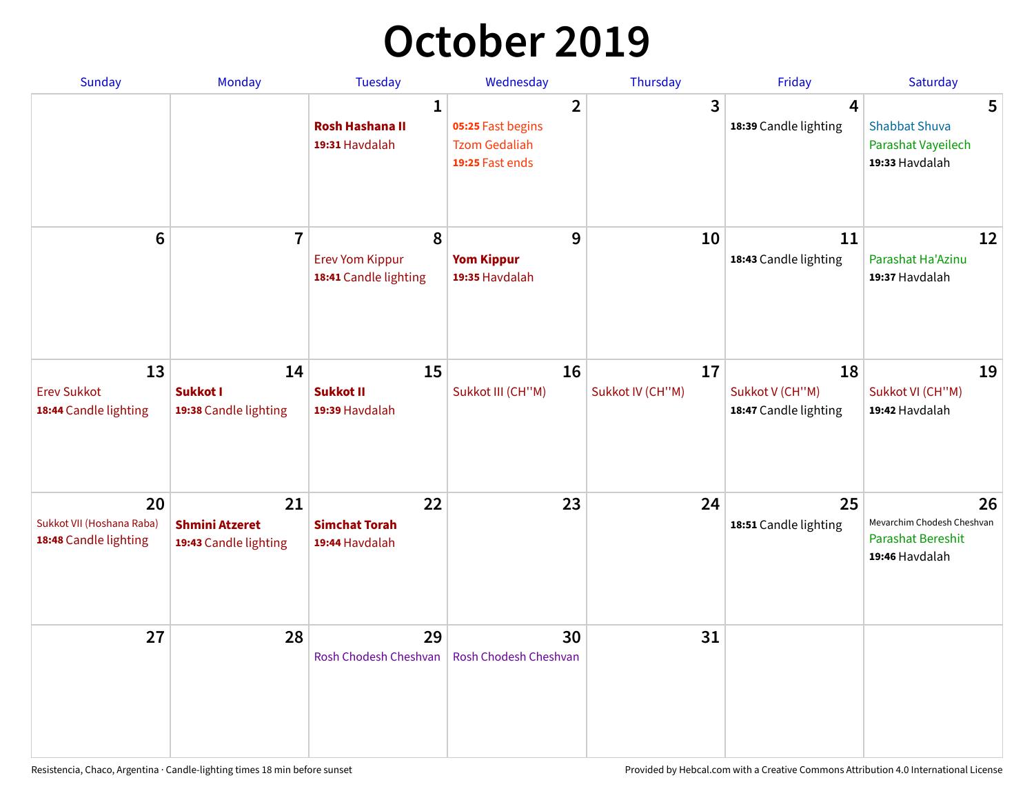# October 2019

| Sunday | Monday | Tuesday | Wednesday | Thursday | Friday | Saturday |
|---|---|---|---|---|---|---|
| | | **1** **Rosh Hashana II** **19:31** Havdalah | **2** **05:25** Fast begins Tzom Gedaliah **19:25** Fast ends | **3** | **4** **18:39** Candle lighting | **5** Shabbat Shuva Parashat Vayeilech **19:33** Havdalah |
| **6** | **7** | **8** Erev Yom Kippur **18:41** Candle lighting | **9** **Yom Kippur** **19:35** Havdalah | **10** | **11** **18:43** Candle lighting | **12** Parashat Ha'Azinu **19:37** Havdalah |
| **13** Erev Sukkot **18:44** Candle lighting | **14** **Sukkot I** **19:38** Candle lighting | **15** **Sukkot II** **19:39** Havdalah | **16** Sukkot III (CH''M) | **17** Sukkot IV (CH''M) | **18** Sukkot V (CH''M) **18:47** Candle lighting | **19** Sukkot VI (CH''M) **19:42** Havdalah |
| **20** Sukkot VII (Hoshana Raba) **18:48** Candle lighting | **21** **Shmini Atzeret** **19:43** Candle lighting | **22** **Simchat Torah** **19:44** Havdalah | **23** | **24** | **25** **18:51** Candle lighting | **26** Mevarchim Chodesh Cheshvan Parashat Bereshit **19:46** Havdalah |
| **27** | **28** | **29** Rosh Chodesh Cheshvan | **30** Rosh Chodesh Cheshvan | **31** | | |

Resistencia, Chaco, Argentina · Candle-lighting times 18 min before sunset

Provided by Hebcal.com with a Creative Commons Attribution 4.0 International License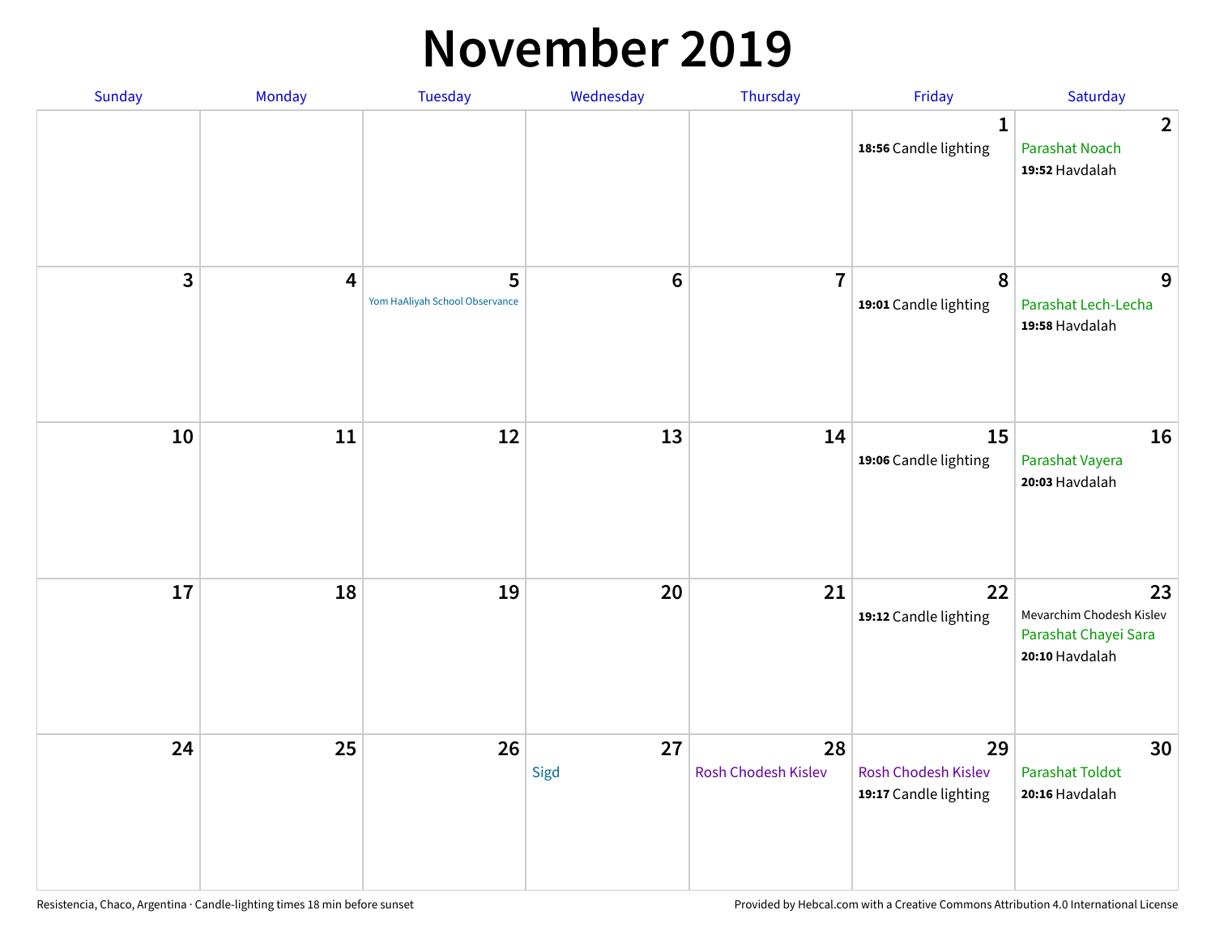# November 2019

| Sunday | Monday | Tuesday | Wednesday | Thursday | Friday | Saturday |
|---|---|---|---|---|---|---|
| | | | | | 1<br>**18:56** Candle lighting | 2<br>Parashat Noach<br>**19:52** Havdalah |
| 3 | 4 | 5<br>Yom HaAliyah School Observance | 6 | 7 | 8<br>**19:01** Candle lighting | 9<br>Parashat Lech-Lecha<br>**19:58** Havdalah |
| 10 | 11 | 12 | 13 | 14 | 15<br>**19:06** Candle lighting | 16<br>Parashat Vayera<br>**20:03** Havdalah |
| 17 | 18 | 19 | 20 | 21 | 22<br>**19:12** Candle lighting | 23<br>Mevarchim Chodesh Kislev<br>Parashat Chayei Sara<br>**20:10** Havdalah |
| 24 | 25 | 26 | 27<br>Sigd | 28<br>Rosh Chodesh Kislev | 29<br>Rosh Chodesh Kislev<br>**19:17** Candle lighting | 30<br>Parashat Toldot<br>**20:16** Havdalah |

Resistencia, Chaco, Argentina · Candle-lighting times 18 min before sunset

Provided by Hebcal.com with a Creative Commons Attribution 4.0 International License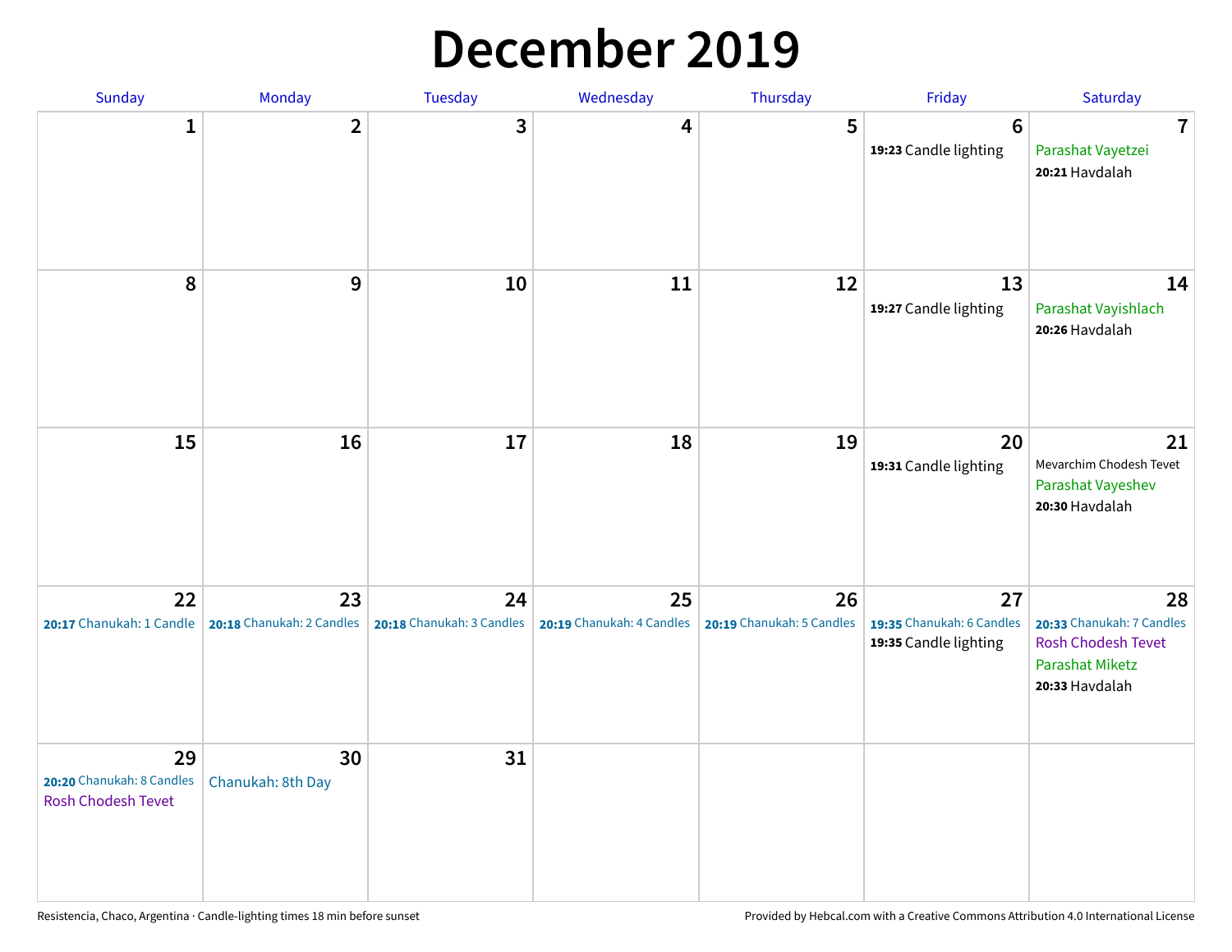# December 2019

| Sunday | Monday | Tuesday | Wednesday | Thursday | Friday | Saturday |
|---|---|---|---|---|---|---|
| 1 | 2 | 3 | 4 | 5 | 6<br>**19:23** Candle lighting | 7<br>Parashat Vayetzei<br>**20:21** Havdalah |
| 8 | 9 | 10 | 11 | 12 | 13<br>**19:27** Candle lighting | 14<br>Parashat Vayishlach<br>**20:26** Havdalah |
| 15 | 16 | 17 | 18 | 19 | 20<br>**19:31** Candle lighting | 21<br>Mevarchim Chodesh Tevet<br>Parashat Vayeshev<br>**20:30** Havdalah |
| 22<br>**20:17** Chanukah: 1 Candle | 23<br>**20:18** Chanukah: 2 Candles | 24<br>**20:18** Chanukah: 3 Candles | 25<br>**20:19** Chanukah: 4 Candles | 26<br>**20:19** Chanukah: 5 Candles | 27<br>**19:35** Chanukah: 6 Candles<br>**19:35** Candle lighting | 28<br>**20:33** Chanukah: 7 Candles<br>Rosh Chodesh Tevet<br>Parashat Miketz<br>**20:33** Havdalah |
| 29<br>**20:20** Chanukah: 8 Candles<br>Rosh Chodesh Tevet | 30<br>Chanukah: 8th Day | 31 | | | | |

Resistencia, Chaco, Argentina · Candle-lighting times 18 min before sunset

Provided by Hebcal.com with a Creative Commons Attribution 4.0 International License